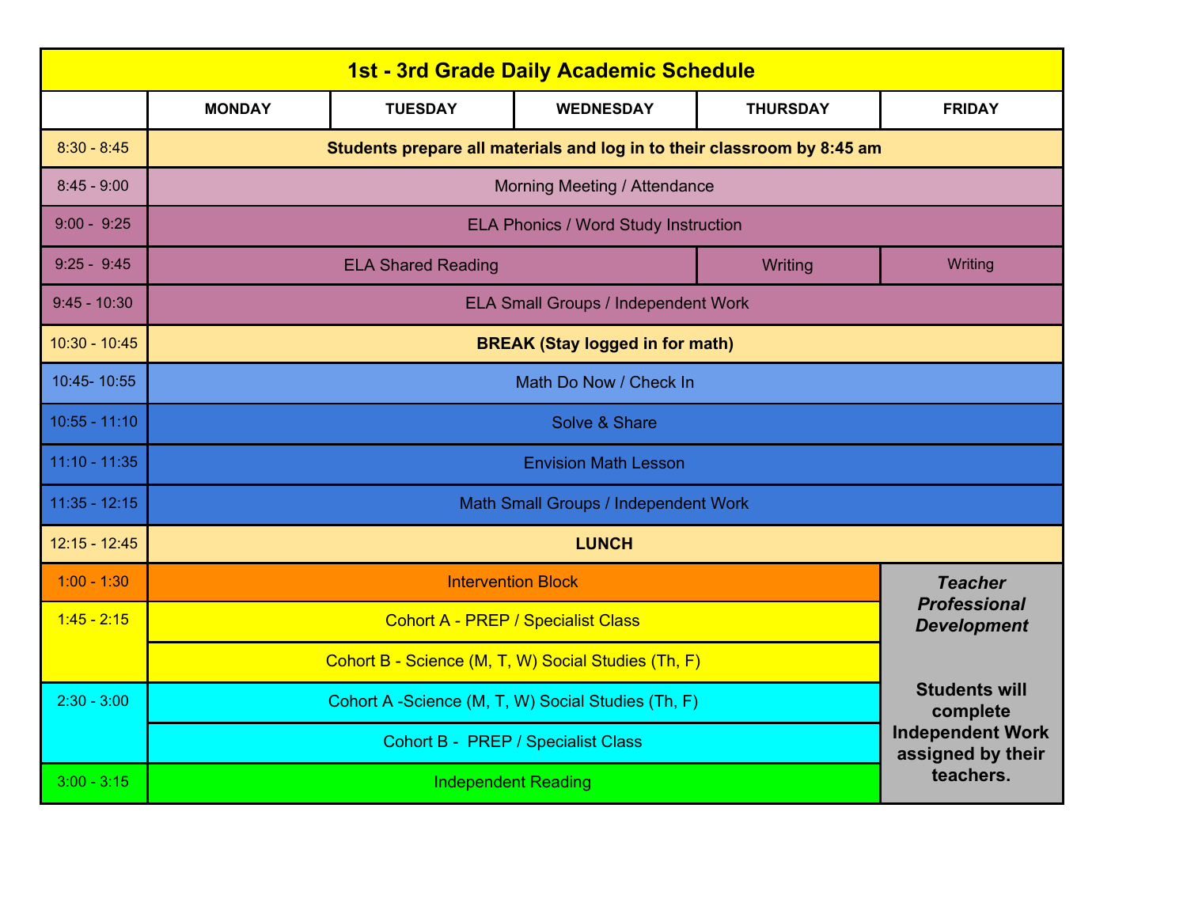| 1st - 3rd Grade Daily Academic Schedule | | | | | |
|---|---|---|---|---|---|
| | **MONDAY** | **TUESDAY** | **WEDNESDAY** | **THURSDAY** | **FRIDAY** |
| 8:30 - 8:45 | **Students prepare all materials and log in to their classroom by 8:45 am** | | | | |
| 8:45 - 9:00 | Morning Meeting / Attendance | | | | |
| 9:00 - 9:25 | ELA Phonics / Word Study Instruction | | | | |
| 9:25 - 9:45 | ELA Shared Reading | | | Writing | Writing |
| 9:45 - 10:30 | ELA Small Groups / Independent Work | | | | |
| 10:30 - 10:45 | **BREAK (Stay logged in for math)** | | | | |
| 10:45- 10:55 | Math Do Now / Check In | | | | |
| 10:55 - 11:10 | Solve & Share | | | | |
| 11:10 - 11:35 | Envision Math Lesson | | | | |
| 11:35 - 12:15 | Math Small Groups / Independent Work | | | | |
| 12:15 - 12:45 | **LUNCH** | | | | |
| 1:00 - 1:30 | Intervention Block | | | | ***Teacher Professional Development*** **Students will complete Independent Work assigned by their teachers.** |
| 1:45 - 2:15 | Cohort A - PREP / Specialist Class | | | | |
| | Cohort B - Science (M, T, W) Social Studies (Th, F) | | | | |
| 2:30 - 3:00 | Cohort A -Science (M, T, W) Social Studies (Th, F) | | | | |
| | Cohort B - PREP / Specialist Class | | | | |
| 3:00 - 3:15 | Independent Reading | | | | |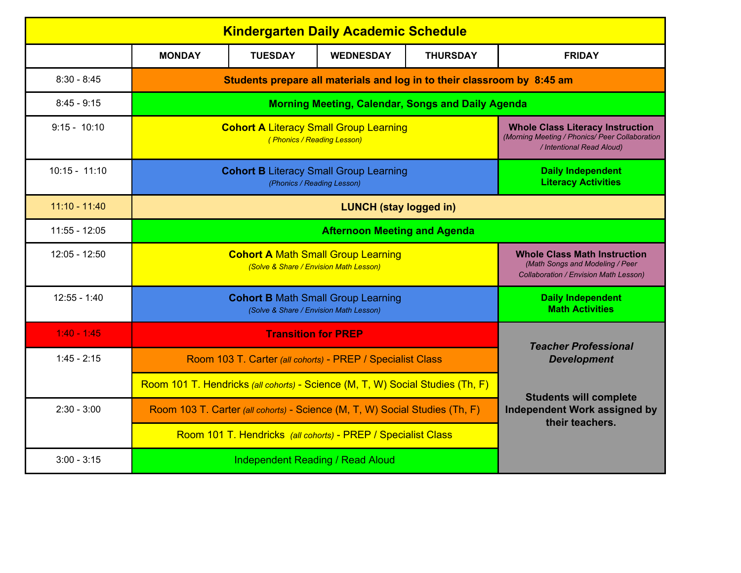# Kindergarten Daily Academic Schedule

| | MONDAY | TUESDAY | WEDNESDAY | THURSDAY | FRIDAY |
|---|---|---|---|---|---|
| 8:30 - 8:45 | **Students prepare all materials and log in to their classroom by 8:45 am** | | | | |
| 8:45 - 9:15 | **Morning Meeting, Calendar, Songs and Daily Agenda** | | | | |
| 9:15 - 10:10 | **Cohort A** Literacy Small Group Learning *( Phonics / Reading Lesson)* | | | | **Whole Class Literacy Instruction** *(Morning Meeting / Phonics/ Peer Collaboration / Intentional Read Aloud)* |
| 10:15 - 11:10 | **Cohort B** Literacy Small Group Learning *(Phonics / Reading Lesson)* | | | | **Daily Independent Literacy Activities** |
| 11:10 - 11:40 | **LUNCH (stay logged in)** | | | | |
| 11:55 - 12:05 | **Afternoon Meeting and Agenda** | | | | |
| 12:05 - 12:50 | **Cohort A** Math Small Group Learning *(Solve & Share / Envision Math Lesson)* | | | | **Whole Class Math Instruction** *(Math Songs and Modeling / Peer Collaboration / Envision Math Lesson)* |
| 12:55 - 1:40 | **Cohort B** Math Small Group Learning *(Solve & Share / Envision Math Lesson)* | | | | **Daily Independent Math Activities** |
| 1:40 - 1:45 | **Transition for PREP** | | | | ***Teacher Professional Development*** **Students will complete Independent Work assigned by their teachers.** |
| 1:45 - 2:15 | Room 103 T. Carter *(all cohorts)* - PREP / Specialist Class | | | | |
| | Room 101 T. Hendricks *(all cohorts)* - Science (M, T, W) Social Studies (Th, F) | | | | |
| 2:30 - 3:00 | Room 103 T. Carter *(all cohorts)* - Science (M, T, W) Social Studies (Th, F) | | | | |
| | Room 101 T. Hendricks *(all cohorts)* - PREP / Specialist Class | | | | |
| 3:00 - 3:15 | Independent Reading / Read Aloud | | | | |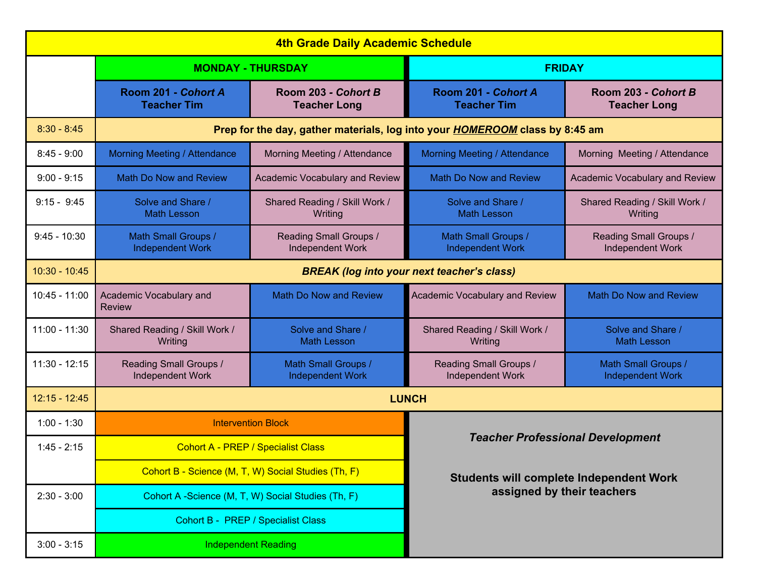| 4th Grade Daily Academic Schedule | | | | |
|---|---|---|---|---|
| | MONDAY - THURSDAY | | FRIDAY | |
| | **Room 201 - *Cohort A*** **Teacher Tim** | **Room 203 - *Cohort B*** **Teacher Long** | **Room 201 - *Cohort A*** **Teacher Tim** | **Room 203 - *Cohort B*** **Teacher Long** |
| 8:30 - 8:45 | **Prep for the day, gather materials, log into your *HOMEROOM* class by 8:45 am** | | | |
| 8:45 - 9:00 | Morning Meeting / Attendance | Morning Meeting / Attendance | Morning Meeting / Attendance | Morning Meeting / Attendance |
| 9:00 - 9:15 | Math Do Now and Review | Academic Vocabulary and Review | Math Do Now and Review | Academic Vocabulary and Review |
| 9:15 - 9:45 | Solve and Share / Math Lesson | Shared Reading / Skill Work / Writing | Solve and Share / Math Lesson | Shared Reading / Skill Work / Writing |
| 9:45 - 10:30 | Math Small Groups / Independent Work | Reading Small Groups / Independent Work | Math Small Groups / Independent Work | Reading Small Groups / Independent Work |
| 10:30 - 10:45 | ***BREAK (log into your next teacher's class)*** | | | |
| 10:45 - 11:00 | Academic Vocabulary and Review | Math Do Now and Review | Academic Vocabulary and Review | Math Do Now and Review |
| 11:00 - 11:30 | Shared Reading / Skill Work / Writing | Solve and Share / Math Lesson | Shared Reading / Skill Work / Writing | Solve and Share / Math Lesson |
| 11:30 - 12:15 | Reading Small Groups / Independent Work | Math Small Groups / Independent Work | Reading Small Groups / Independent Work | Math Small Groups / Independent Work |
| 12:15 - 12:45 | **LUNCH** | | | |
| 1:00 - 1:30 | Intervention Block | | ***Teacher Professional Development*** **Students will complete Independent Work assigned by their teachers** | |
| 1:45 - 2:15 | Cohort A - PREP / Specialist Class | | | |
| | Cohort B - Science (M, T, W) Social Studies (Th, F) | | | |
| 2:30 - 3:00 | Cohort A -Science (M, T, W) Social Studies (Th, F) | | | |
| | Cohort B - PREP / Specialist Class | | | |
| 3:00 - 3:15 | Independent Reading | | | |